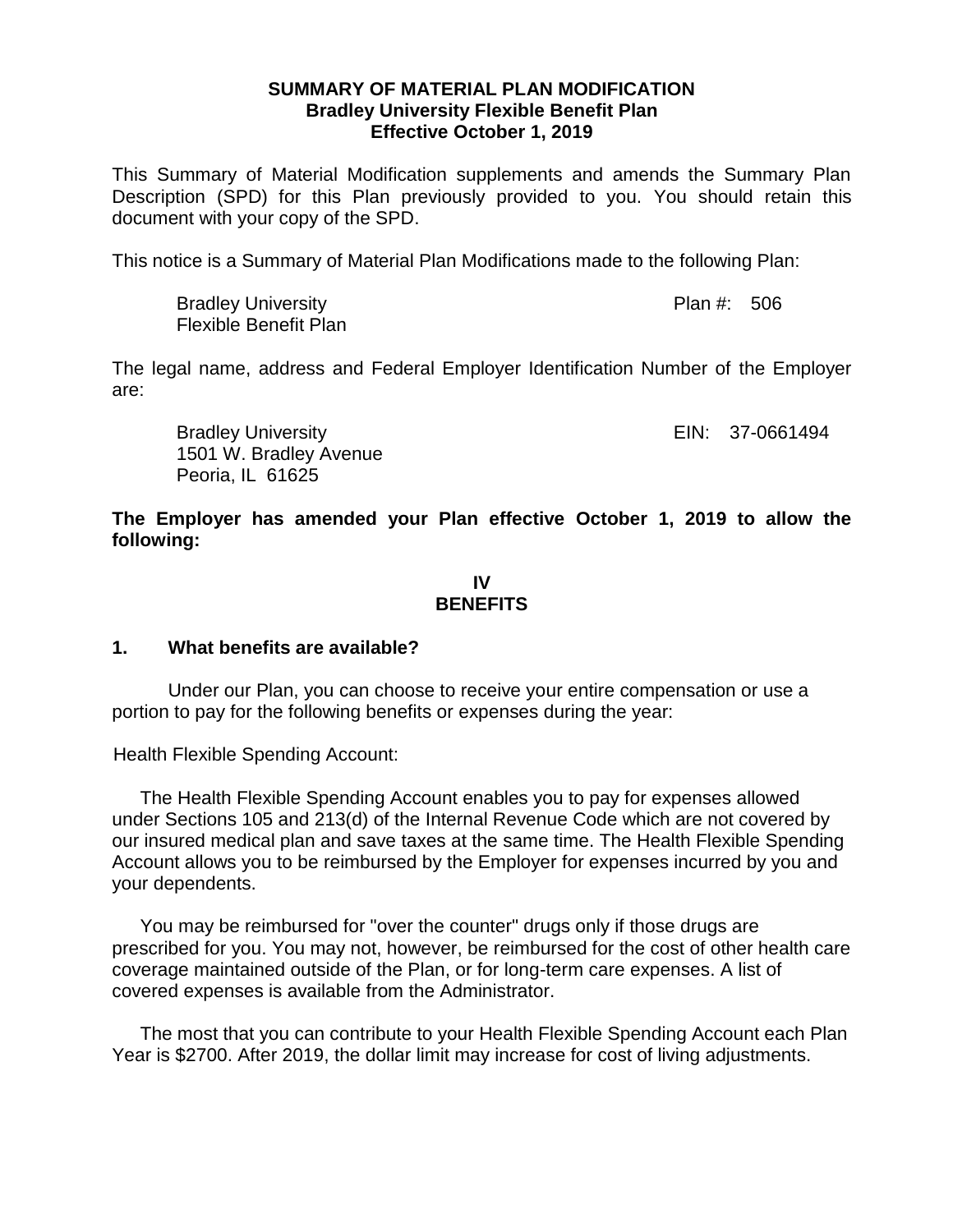# SUMMARY OF MATERIAL PLAN MODIFICATION
## Bradley University Flexible Benefit Plan
## Effective October 1, 2019

This Summary of Material Modification supplements and amends the Summary Plan Description (SPD) for this Plan previously provided to you. You should retain this document with your copy of the SPD.

This notice is a Summary of Material Plan Modifications made to the following Plan:

Bradley University
Flexible Benefit Plan
Plan #: 506

The legal name, address and Federal Employer Identification Number of the Employer are:

Bradley University
1501 W. Bradley Avenue
Peoria, IL 61625
EIN: 37-0661494

**The Employer has amended your Plan effective October 1, 2019 to allow the following:**

## IV
## BENEFITS

### 1. What benefits are available?

Under our Plan, you can choose to receive your entire compensation or use a portion to pay for the following benefits or expenses during the year:

Health Flexible Spending Account:

The Health Flexible Spending Account enables you to pay for expenses allowed under Sections 105 and 213(d) of the Internal Revenue Code which are not covered by our insured medical plan and save taxes at the same time. The Health Flexible Spending Account allows you to be reimbursed by the Employer for expenses incurred by you and your dependents.

You may be reimbursed for "over the counter" drugs only if those drugs are prescribed for you. You may not, however, be reimbursed for the cost of other health care coverage maintained outside of the Plan, or for long-term care expenses. A list of covered expenses is available from the Administrator.

The most that you can contribute to your Health Flexible Spending Account each Plan Year is $2700. After 2019, the dollar limit may increase for cost of living adjustments.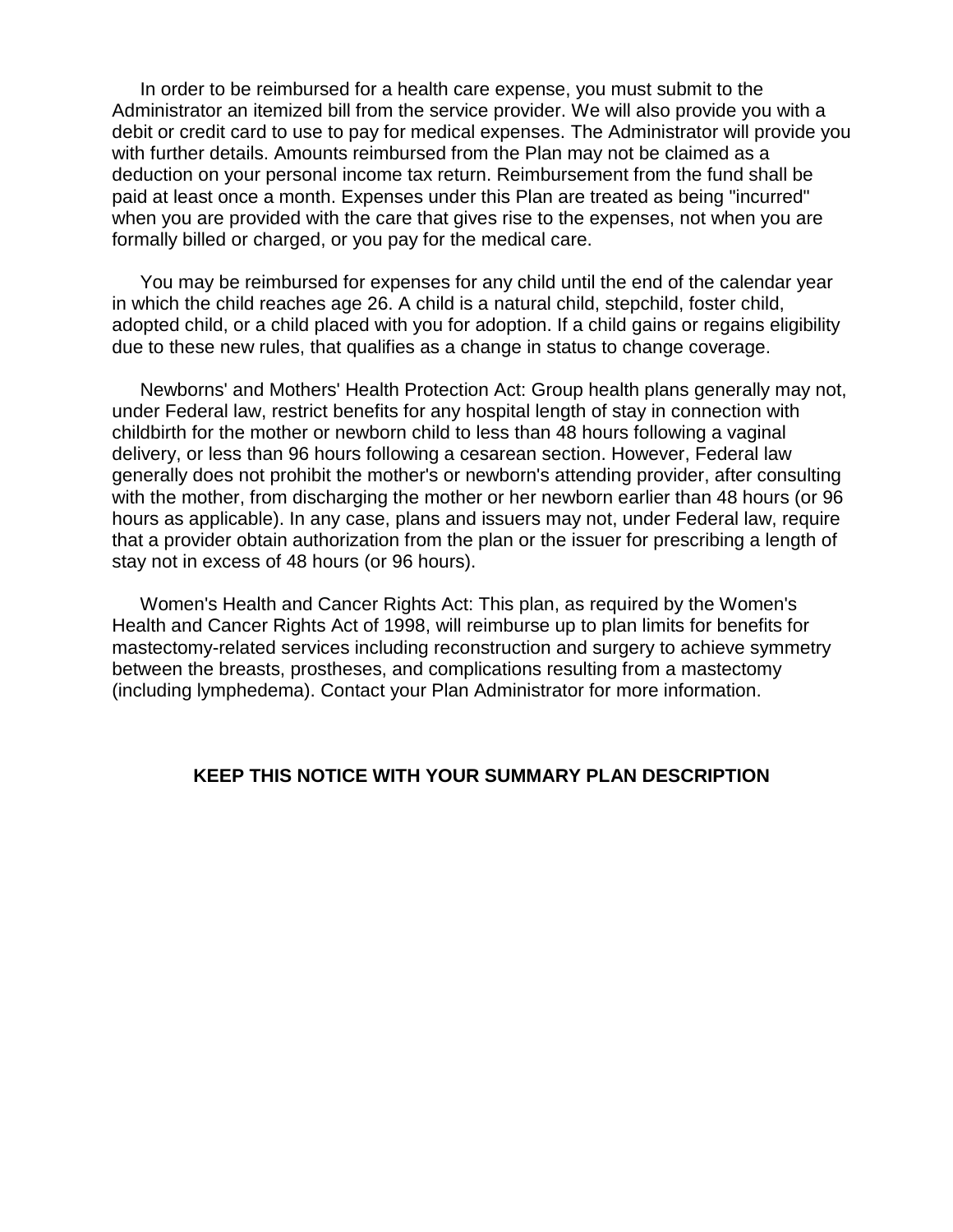In order to be reimbursed for a health care expense, you must submit to the Administrator an itemized bill from the service provider. We will also provide you with a debit or credit card to use to pay for medical expenses. The Administrator will provide you with further details. Amounts reimbursed from the Plan may not be claimed as a deduction on your personal income tax return. Reimbursement from the fund shall be paid at least once a month. Expenses under this Plan are treated as being "incurred" when you are provided with the care that gives rise to the expenses, not when you are formally billed or charged, or you pay for the medical care.

You may be reimbursed for expenses for any child until the end of the calendar year in which the child reaches age 26. A child is a natural child, stepchild, foster child, adopted child, or a child placed with you for adoption. If a child gains or regains eligibility due to these new rules, that qualifies as a change in status to change coverage.

Newborns' and Mothers' Health Protection Act: Group health plans generally may not, under Federal law, restrict benefits for any hospital length of stay in connection with childbirth for the mother or newborn child to less than 48 hours following a vaginal delivery, or less than 96 hours following a cesarean section. However, Federal law generally does not prohibit the mother's or newborn's attending provider, after consulting with the mother, from discharging the mother or her newborn earlier than 48 hours (or 96 hours as applicable). In any case, plans and issuers may not, under Federal law, require that a provider obtain authorization from the plan or the issuer for prescribing a length of stay not in excess of 48 hours (or 96 hours).

Women's Health and Cancer Rights Act: This plan, as required by the Women's Health and Cancer Rights Act of 1998, will reimburse up to plan limits for benefits for mastectomy-related services including reconstruction and surgery to achieve symmetry between the breasts, prostheses, and complications resulting from a mastectomy (including lymphedema). Contact your Plan Administrator for more information.

**KEEP THIS NOTICE WITH YOUR SUMMARY PLAN DESCRIPTION**